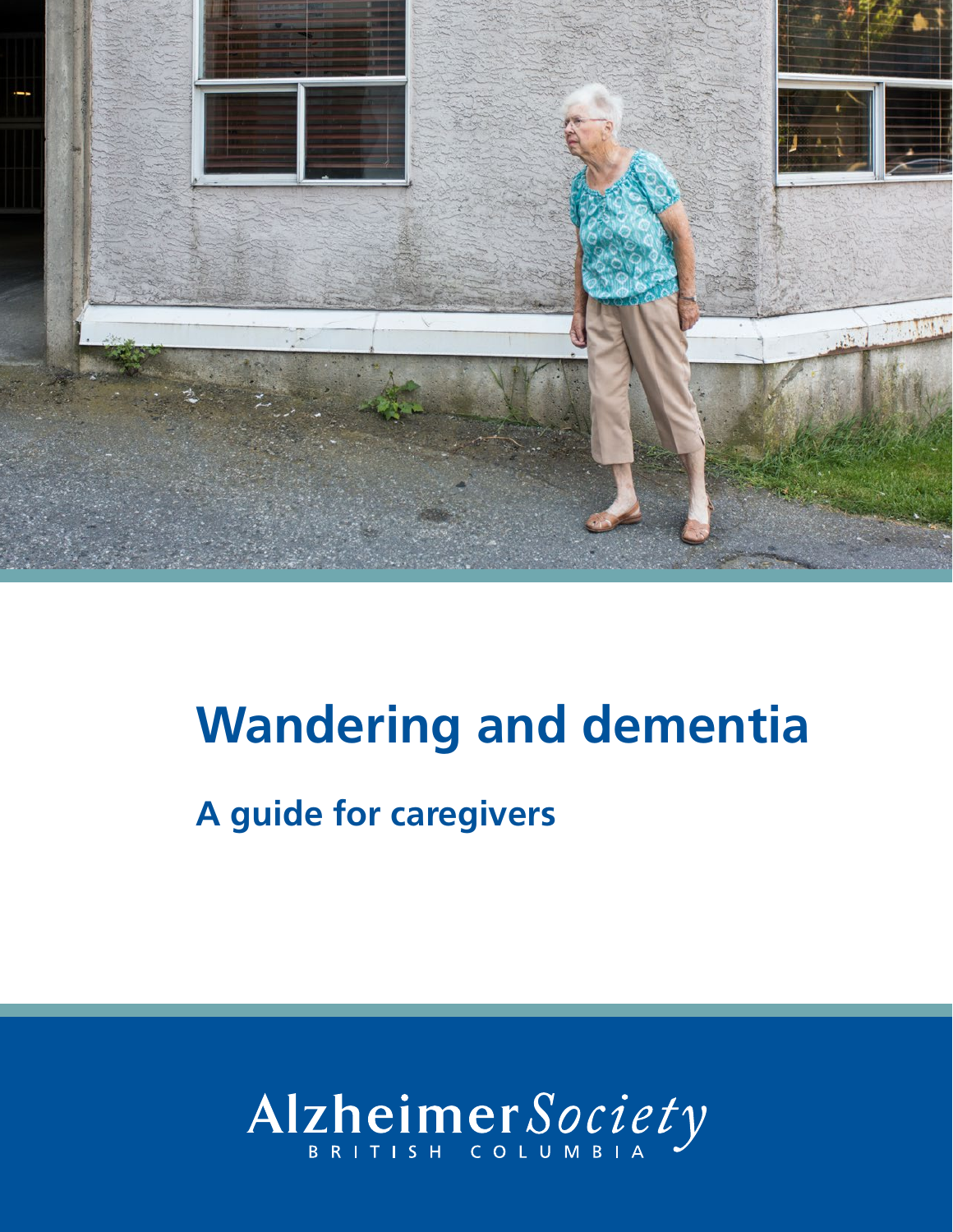# Wandering and dementia

## A guide for caregivers

Alzheimer Society
BRITISH COLUMBIA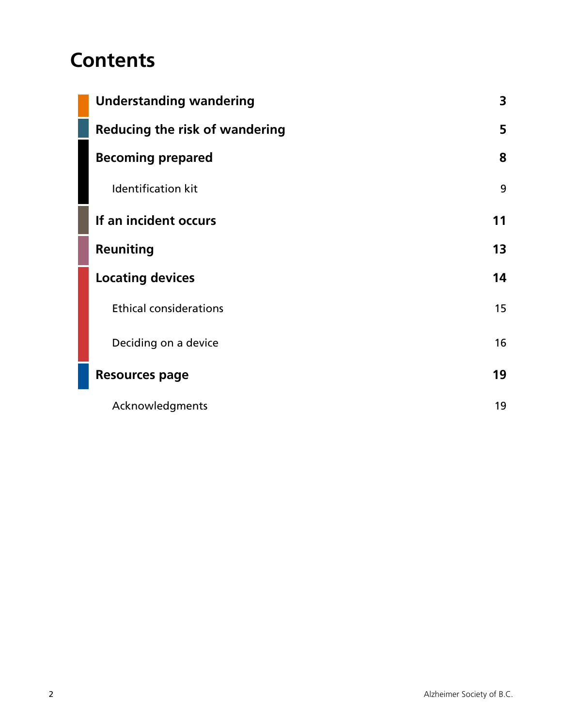# Contents

| | |
|---|---|
| **Understanding wandering** | **3** |
| **Reducing the risk of wandering** | **5** |
| **Becoming prepared** | **8** |
| Identification kit | 9 |
| **If an incident occurs** | **11** |
| **Reuniting** | **13** |
| **Locating devices** | **14** |
| Ethical considerations | 15 |
| Deciding on a device | 16 |
| **Resources page** | **19** |
| Acknowledgments | 19 |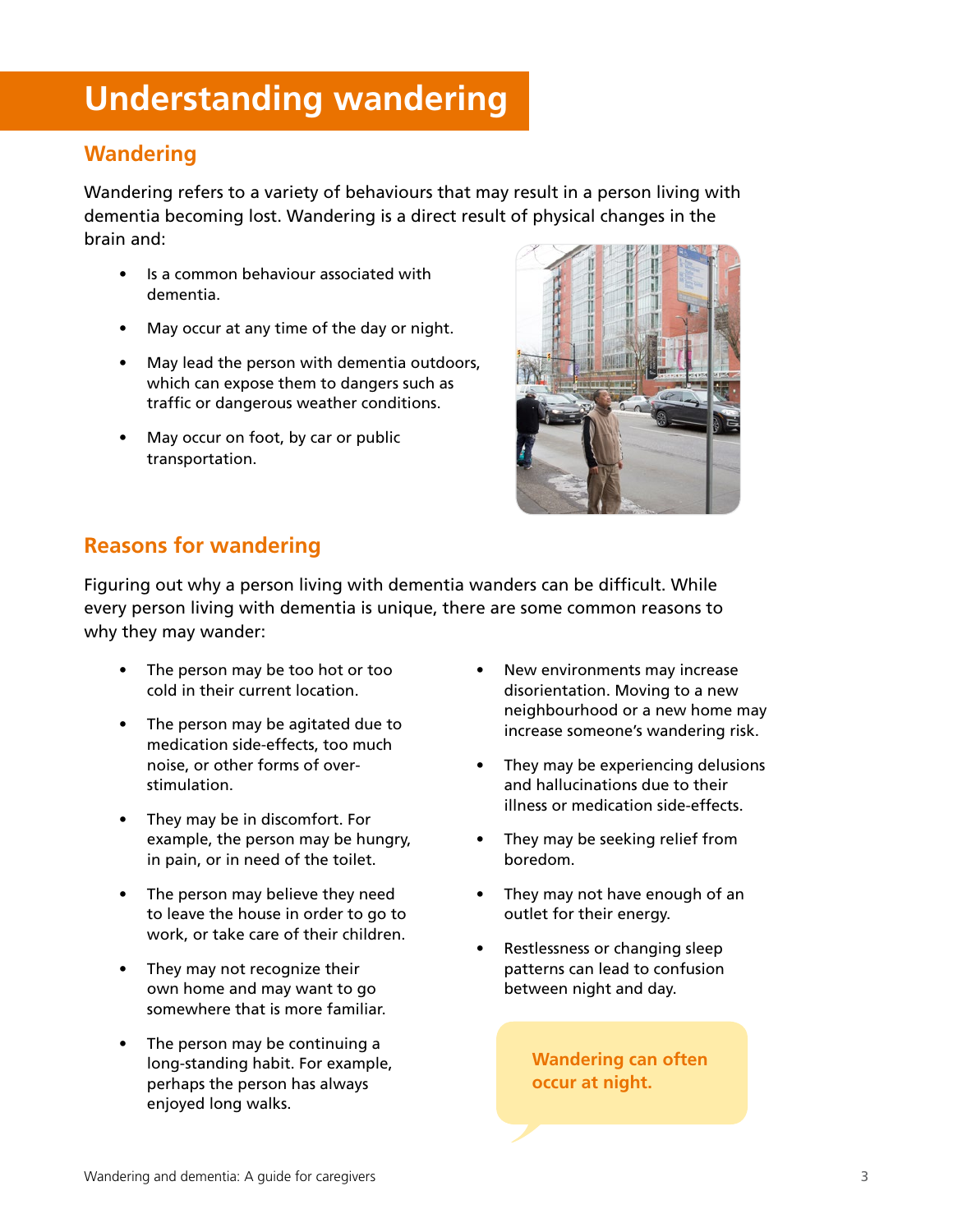# Understanding wandering

## Wandering

Wandering refers to a variety of behaviours that may result in a person living with dementia becoming lost. Wandering is a direct result of physical changes in the brain and:

- Is a common behaviour associated with dementia.
- May occur at any time of the day or night.
- May lead the person with dementia outdoors, which can expose them to dangers such as traffic or dangerous weather conditions.
- May occur on foot, by car or public transportation.

## Reasons for wandering

Figuring out why a person living with dementia wanders can be difficult. While every person living with dementia is unique, there are some common reasons to why they may wander:

- The person may be too hot or too cold in their current location.
- The person may be agitated due to medication side-effects, too much noise, or other forms of over-stimulation.
- They may be in discomfort. For example, the person may be hungry, in pain, or in need of the toilet.
- The person may believe they need to leave the house in order to go to work, or take care of their children.
- They may not recognize their own home and may want to go somewhere that is more familiar.
- The person may be continuing a long-standing habit. For example, perhaps the person has always enjoyed long walks.
- New environments may increase disorientation. Moving to a new neighbourhood or a new home may increase someone's wandering risk.
- They may be experiencing delusions and hallucinations due to their illness or medication side-effects.
- They may be seeking relief from boredom.
- They may not have enough of an outlet for their energy.
- Restlessness or changing sleep patterns can lead to confusion between night and day.

**Wandering can often occur at night.**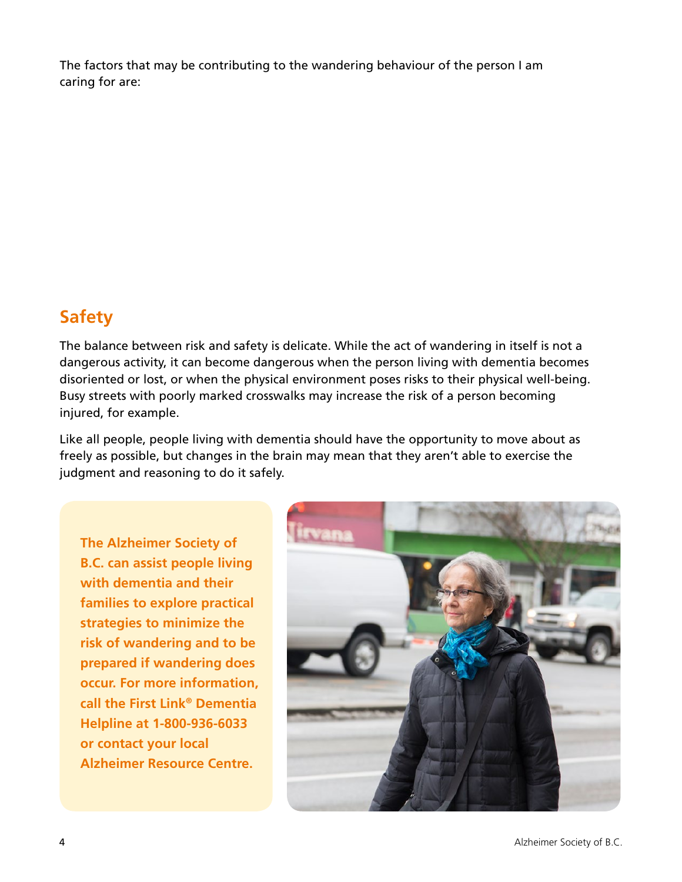The factors that may be contributing to the wandering behaviour of the person I am caring for are:

## Safety

The balance between risk and safety is delicate. While the act of wandering in itself is not a dangerous activity, it can become dangerous when the person living with dementia becomes disoriented or lost, or when the physical environment poses risks to their physical well-being. Busy streets with poorly marked crosswalks may increase the risk of a person becoming injured, for example.

Like all people, people living with dementia should have the opportunity to move about as freely as possible, but changes in the brain may mean that they aren't able to exercise the judgment and reasoning to do it safely.

**The Alzheimer Society of B.C. can assist people living with dementia and their families to explore practical strategies to minimize the risk of wandering and to be prepared if wandering does occur. For more information, call the First Link® Dementia Helpline at 1-800-936-6033 or contact your local Alzheimer Resource Centre.**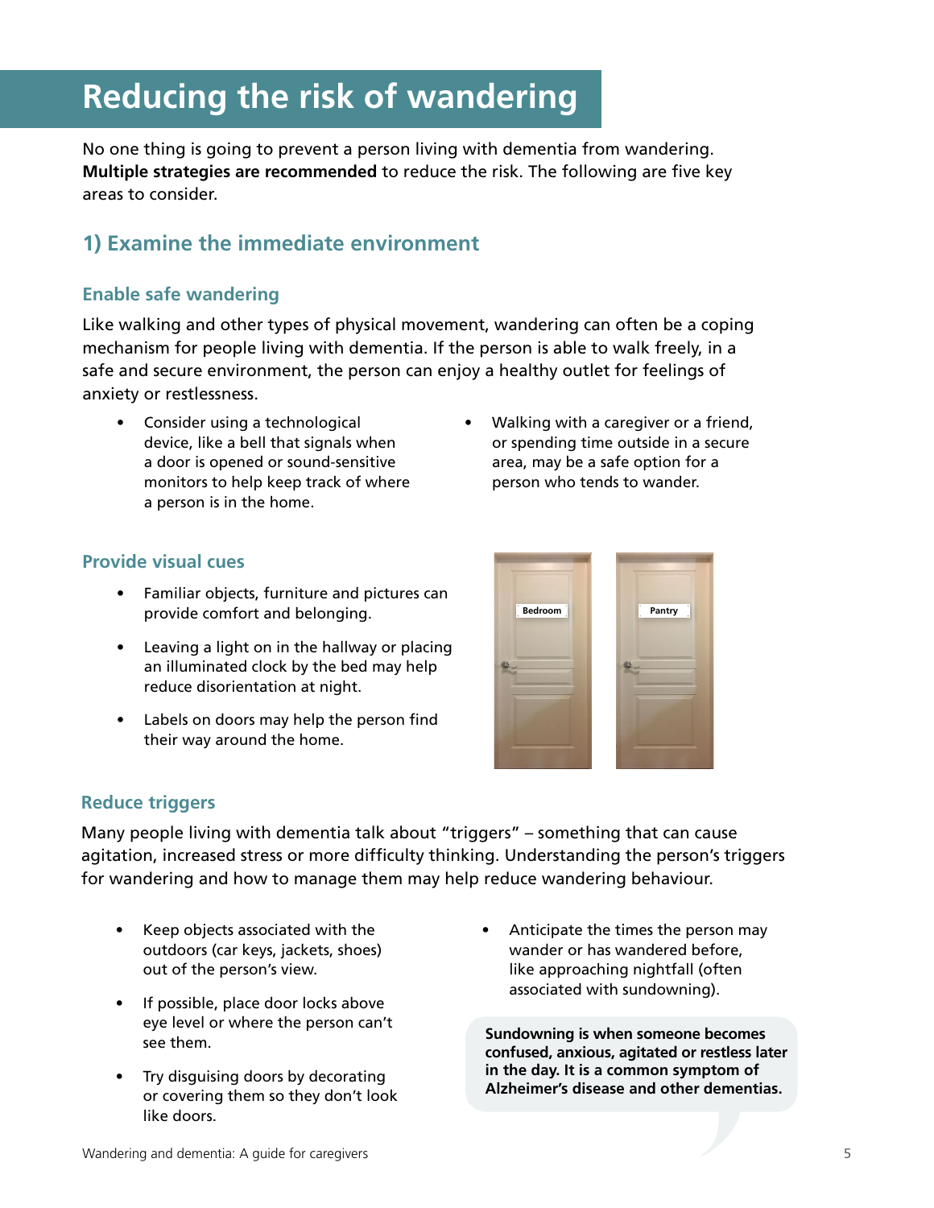# Reducing the risk of wandering

No one thing is going to prevent a person living with dementia from wandering. **Multiple strategies are recommended** to reduce the risk. The following are five key areas to consider.

## 1) Examine the immediate environment

### Enable safe wandering

Like walking and other types of physical movement, wandering can often be a coping mechanism for people living with dementia. If the person is able to walk freely, in a safe and secure environment, the person can enjoy a healthy outlet for feelings of anxiety or restlessness.

- Consider using a technological device, like a bell that signals when a door is opened or sound-sensitive monitors to help keep track of where a person is in the home.
- Walking with a caregiver or a friend, or spending time outside in a secure area, may be a safe option for a person who tends to wander.

### Provide visual cues

- Familiar objects, furniture and pictures can provide comfort and belonging.
- Leaving a light on in the hallway or placing an illuminated clock by the bed may help reduce disorientation at night.
- Labels on doors may help the person find their way around the home.

Bedroom

Pantry

### Reduce triggers

Many people living with dementia talk about "triggers" – something that can cause agitation, increased stress or more difficulty thinking. Understanding the person's triggers for wandering and how to manage them may help reduce wandering behaviour.

- Keep objects associated with the outdoors (car keys, jackets, shoes) out of the person's view.
- If possible, place door locks above eye level or where the person can't see them.
- Try disguising doors by decorating or covering them so they don't look like doors.
- Anticipate the times the person may wander or has wandered before, like approaching nightfall (often associated with sundowning).

**Sundowning is when someone becomes confused, anxious, agitated or restless later in the day. It is a common symptom of Alzheimer's disease and other dementias.**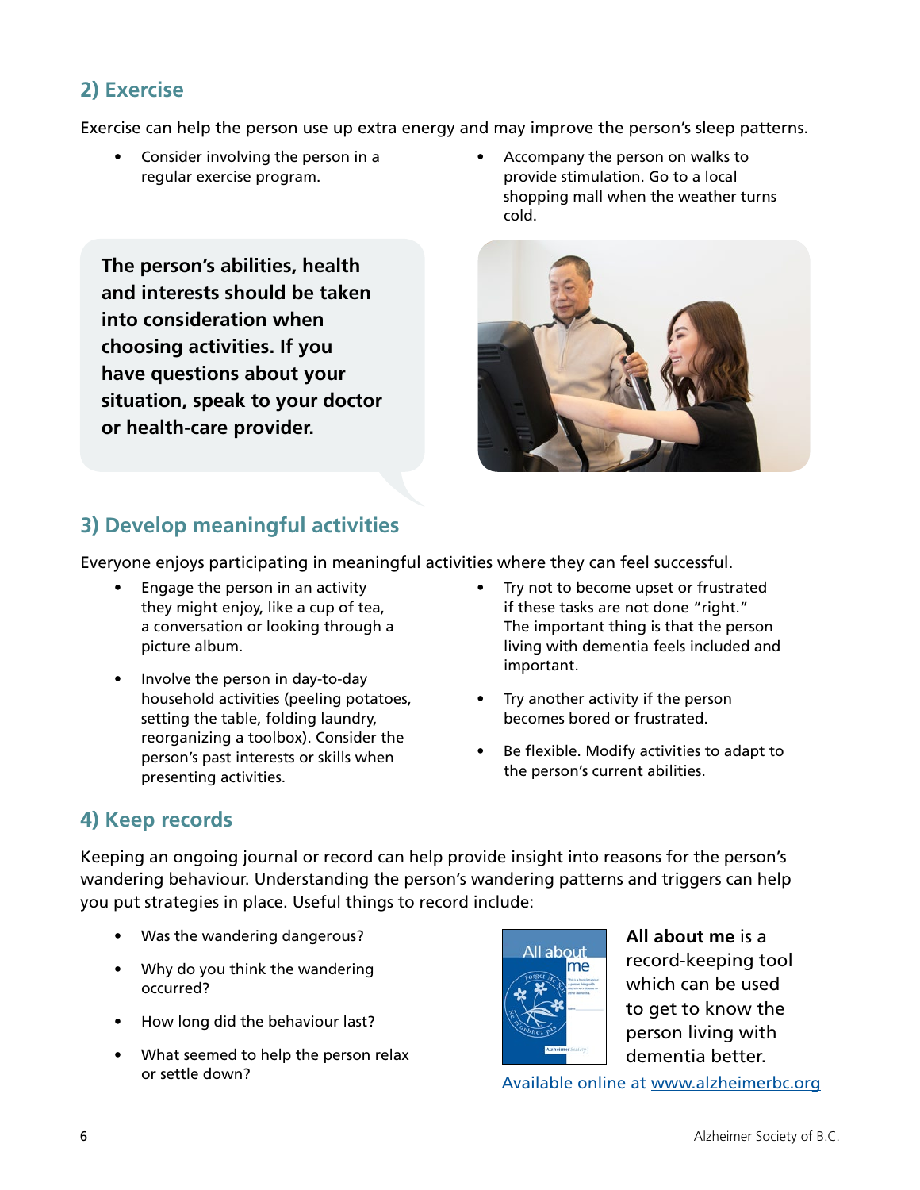## 2) Exercise

Exercise can help the person use up extra energy and may improve the person's sleep patterns.

- Consider involving the person in a regular exercise program.
- Accompany the person on walks to provide stimulation. Go to a local shopping mall when the weather turns cold.

**The person's abilities, health and interests should be taken into consideration when choosing activities. If you have questions about your situation, speak to your doctor or health-care provider.**

## 3) Develop meaningful activities

Everyone enjoys participating in meaningful activities where they can feel successful.

- Engage the person in an activity they might enjoy, like a cup of tea, a conversation or looking through a picture album.
- Involve the person in day-to-day household activities (peeling potatoes, setting the table, folding laundry, reorganizing a toolbox). Consider the person's past interests or skills when presenting activities.
- Try not to become upset or frustrated if these tasks are not done "right." The important thing is that the person living with dementia feels included and important.
- Try another activity if the person becomes bored or frustrated.
- Be flexible. Modify activities to adapt to the person's current abilities.

## 4) Keep records

Keeping an ongoing journal or record can help provide insight into reasons for the person's wandering behaviour. Understanding the person's wandering patterns and triggers can help you put strategies in place. Useful things to record include:

- Was the wandering dangerous?
- Why do you think the wandering occurred?
- How long did the behaviour last?
- What seemed to help the person relax or settle down?

**All about me** is a record-keeping tool which can be used to get to know the person living with dementia better.

Available online at [www.alzheimerbc.org](www.alzheimerbc.org)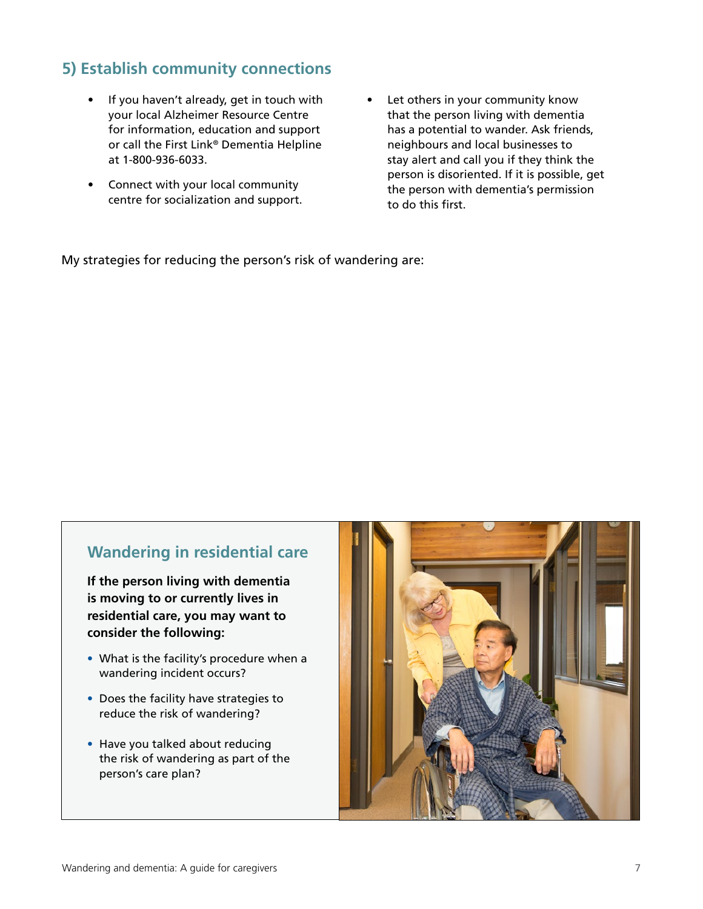## 5) Establish community connections

- If you haven't already, get in touch with your local Alzheimer Resource Centre for information, education and support or call the First Link® Dementia Helpline at 1-800-936-6033.
- Connect with your local community centre for socialization and support.
- Let others in your community know that the person living with dementia has a potential to wander. Ask friends, neighbours and local businesses to stay alert and call you if they think the person is disoriented. If it is possible, get the person with dementia's permission to do this first.

My strategies for reducing the person's risk of wandering are:

### Wandering in residential care

**If the person living with dementia is moving to or currently lives in residential care, you may want to consider the following:**

- What is the facility's procedure when a wandering incident occurs?
- Does the facility have strategies to reduce the risk of wandering?
- Have you talked about reducing the risk of wandering as part of the person's care plan?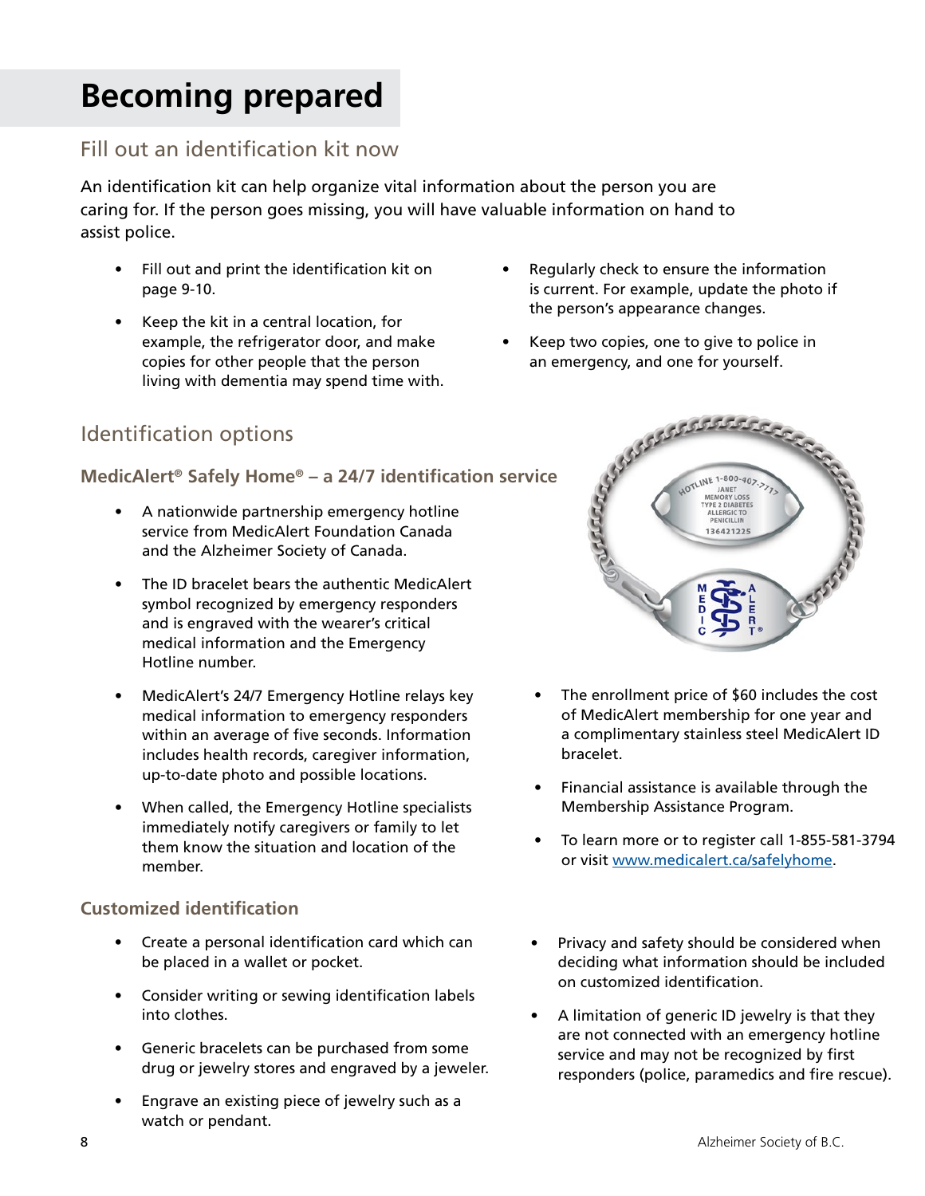# Becoming prepared

## Fill out an identification kit now

An identification kit can help organize vital information about the person you are caring for. If the person goes missing, you will have valuable information on hand to assist police.

- Fill out and print the identification kit on page 9-10.
- Keep the kit in a central location, for example, the refrigerator door, and make copies for other people that the person living with dementia may spend time with.
- Regularly check to ensure the information is current. For example, update the photo if the person's appearance changes.
- Keep two copies, one to give to police in an emergency, and one for yourself.

## Identification options

### MedicAlert® Safely Home® – a 24/7 identification service

- A nationwide partnership emergency hotline service from MedicAlert Foundation Canada and the Alzheimer Society of Canada.
- The ID bracelet bears the authentic MedicAlert symbol recognized by emergency responders and is engraved with the wearer's critical medical information and the Emergency Hotline number.
- MedicAlert's 24/7 Emergency Hotline relays key medical information to emergency responders within an average of five seconds. Information includes health records, caregiver information, up-to-date photo and possible locations.
- When called, the Emergency Hotline specialists immediately notify caregivers or family to let them know the situation and location of the member.
- The enrollment price of $60 includes the cost of MedicAlert membership for one year and a complimentary stainless steel MedicAlert ID bracelet.
- Financial assistance is available through the Membership Assistance Program.
- To learn more or to register call 1-855-581-3794 or visit [www.medicalert.ca/safelyhome](http://www.medicalert.ca/safelyhome).

### Customized identification

- Create a personal identification card which can be placed in a wallet or pocket.
- Consider writing or sewing identification labels into clothes.
- Generic bracelets can be purchased from some drug or jewelry stores and engraved by a jeweler.
- Engrave an existing piece of jewelry such as a watch or pendant.
- Privacy and safety should be considered when deciding what information should be included on customized identification.
- A limitation of generic ID jewelry is that they are not connected with an emergency hotline service and may not be recognized by first responders (police, paramedics and fire rescue).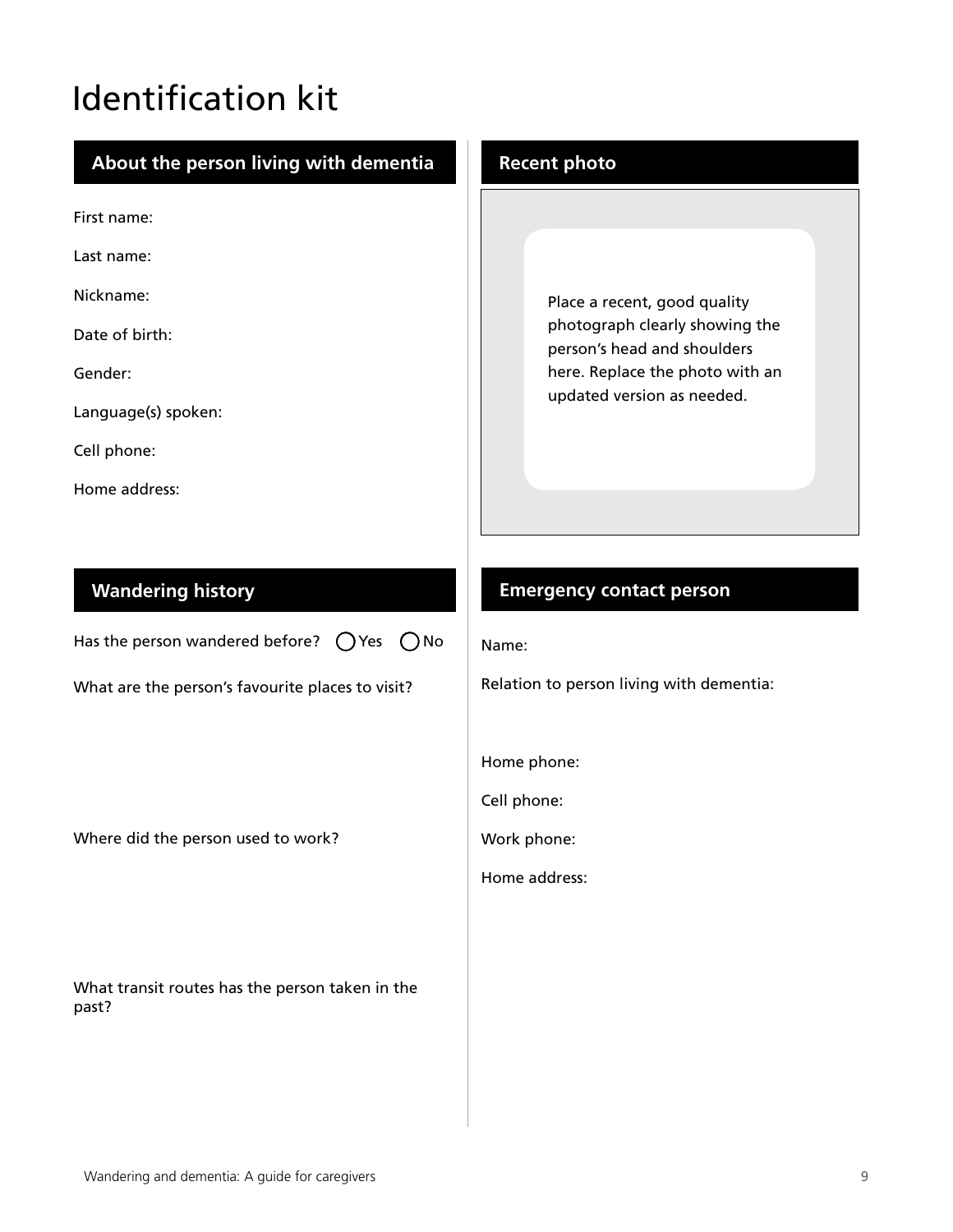# Identification kit

## About the person living with dementia

First name:

Last name:

Nickname:

Date of birth:

Gender:

Language(s) spoken:

Cell phone:

Home address:

## Recent photo

Place a recent, good quality photograph clearly showing the person's head and shoulders here. Replace the photo with an updated version as needed.

## Wandering history

Has the person wandered before? ◯ Yes ◯ No

What are the person's favourite places to visit?

Where did the person used to work?

What transit routes has the person taken in the past?

## Emergency contact person

Name:

Relation to person living with dementia:

Home phone:

Cell phone:

Work phone:

Home address: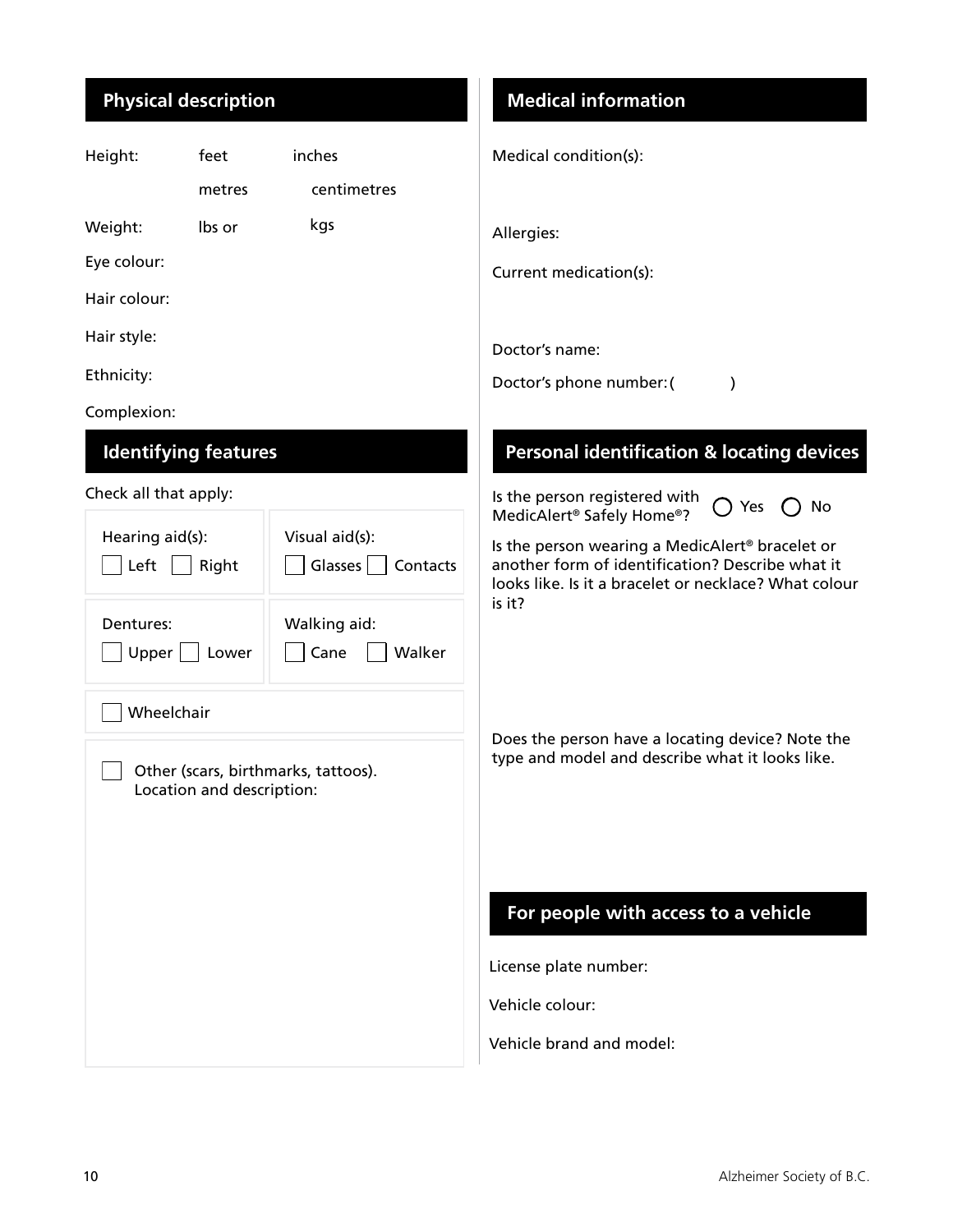## Physical description

Height: feet inches

metres centimetres

Weight: lbs or kgs

Eye colour:

Hair colour:

Hair style:

Ethnicity:

Complexion:

## Identifying features

Check all that apply:

Hearing aid(s): ☐ Left ☐ Right

Visual aid(s): ☐ Glasses ☐ Contacts

Dentures: ☐ Upper ☐ Lower

Walking aid: ☐ Cane ☐ Walker

☐ Wheelchair

☐ Other (scars, birthmarks, tattoos). Location and description:

## Medical information

Medical condition(s):

Allergies:

Current medication(s):

Doctor's name:

Doctor's phone number: ( )

## Personal identification & locating devices

Is the person registered with MedicAlert® Safely Home®? ○ Yes ○ No

Is the person wearing a MedicAlert® bracelet or another form of identification? Describe what it looks like. Is it a bracelet or necklace? What colour is it?

Does the person have a locating device? Note the type and model and describe what it looks like.

## For people with access to a vehicle

License plate number:

Vehicle colour:

Vehicle brand and model: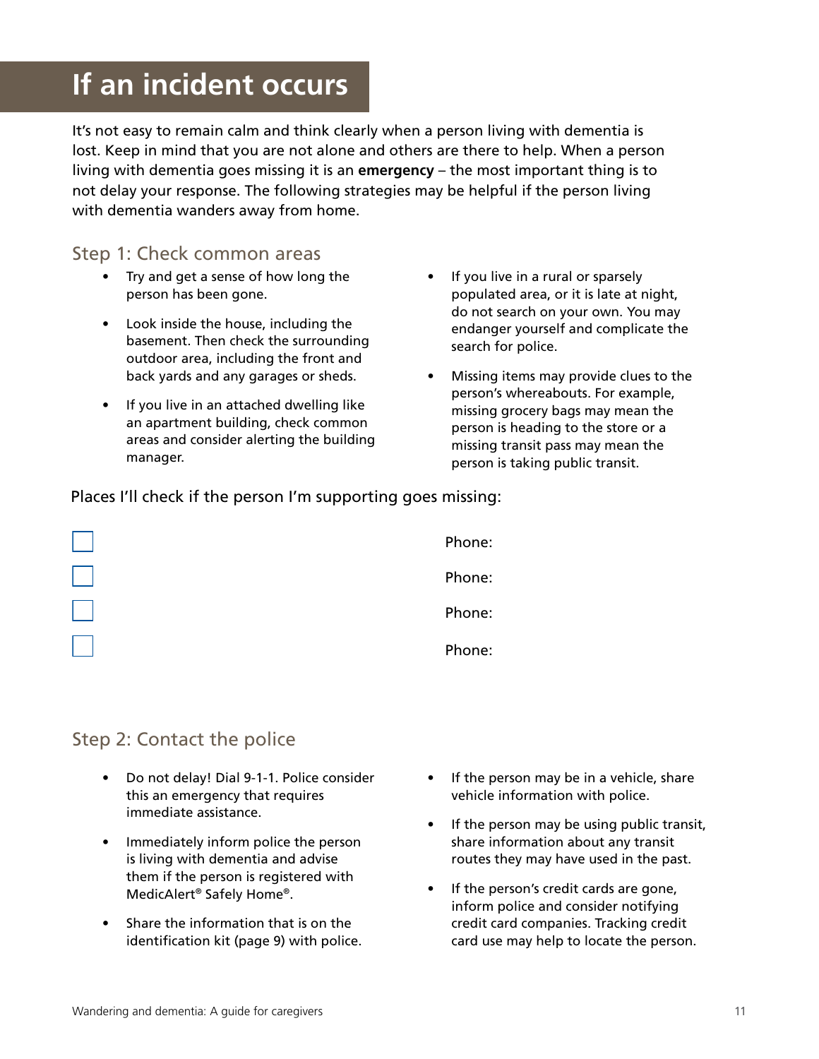# If an incident occurs

It's not easy to remain calm and think clearly when a person living with dementia is lost. Keep in mind that you are not alone and others are there to help. When a person living with dementia goes missing it is an **emergency** – the most important thing is to not delay your response. The following strategies may be helpful if the person living with dementia wanders away from home.

## Step 1: Check common areas

- Try and get a sense of how long the person has been gone.
- Look inside the house, including the basement. Then check the surrounding outdoor area, including the front and back yards and any garages or sheds.
- If you live in an attached dwelling like an apartment building, check common areas and consider alerting the building manager.
- If you live in a rural or sparsely populated area, or it is late at night, do not search on your own. You may endanger yourself and complicate the search for police.
- Missing items may provide clues to the person's whereabouts. For example, missing grocery bags may mean the person is heading to the store or a missing transit pass may mean the person is taking public transit.

Places I'll check if the person I'm supporting goes missing:

- [ ] Phone:
- [ ] Phone:
- [ ] Phone:
- [ ] Phone:

## Step 2: Contact the police

- Do not delay! Dial 9-1-1. Police consider this an emergency that requires immediate assistance.
- Immediately inform police the person is living with dementia and advise them if the person is registered with MedicAlert® Safely Home®.
- Share the information that is on the identification kit (page 9) with police.
- If the person may be in a vehicle, share vehicle information with police.
- If the person may be using public transit, share information about any transit routes they may have used in the past.
- If the person's credit cards are gone, inform police and consider notifying credit card companies. Tracking credit card use may help to locate the person.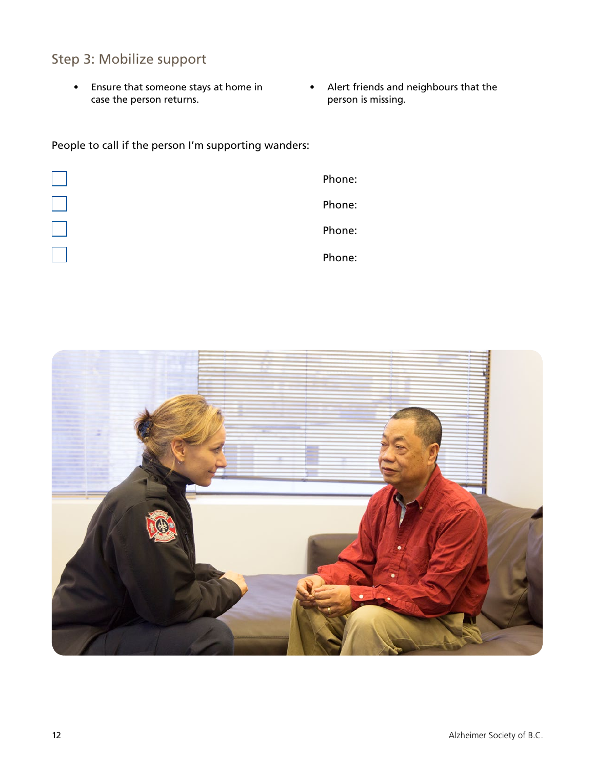## Step 3: Mobilize support

- Ensure that someone stays at home in case the person returns.
- Alert friends and neighbours that the person is missing.

People to call if the person I'm supporting wanders:

- [ ] Phone:
- [ ] Phone:
- [ ] Phone:
- [ ] Phone: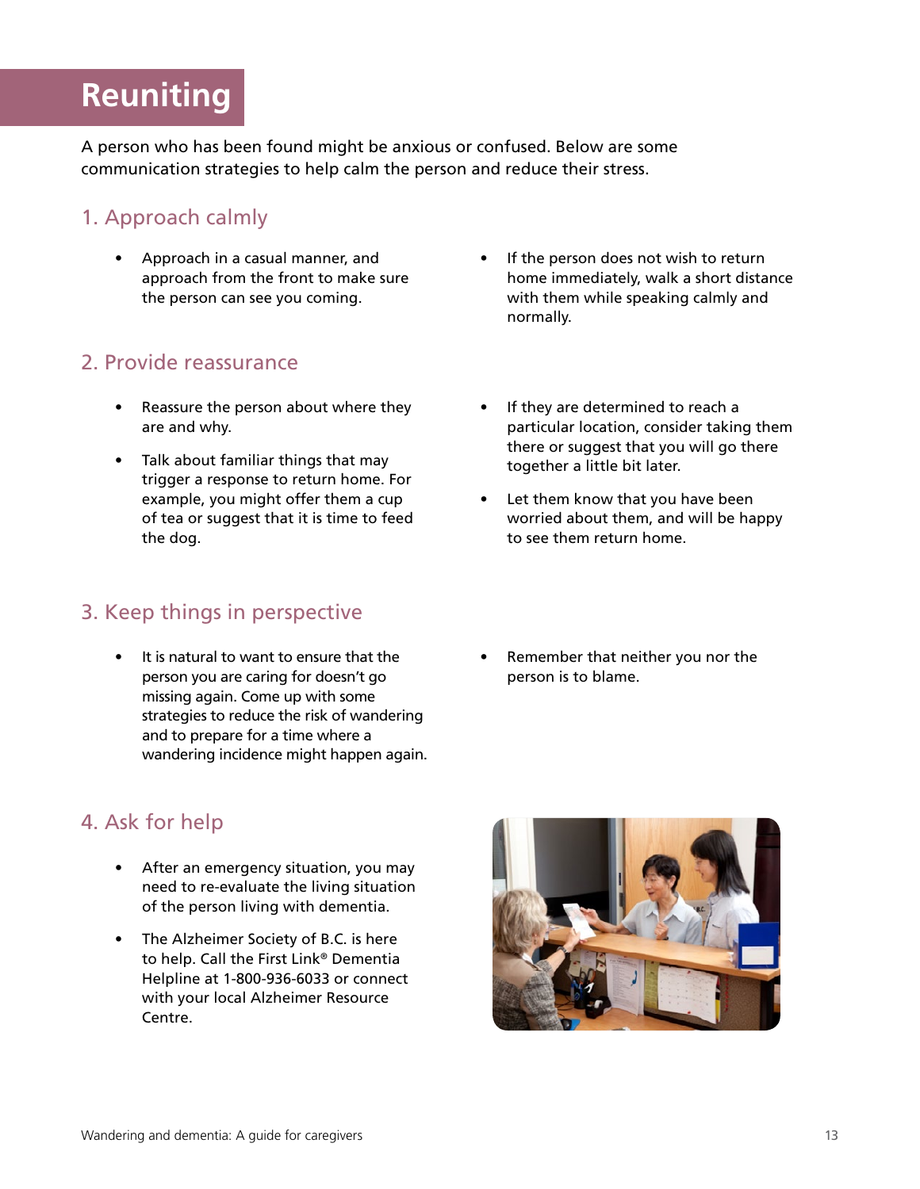# Reuniting

A person who has been found might be anxious or confused. Below are some communication strategies to help calm the person and reduce their stress.

## 1. Approach calmly

- Approach in a casual manner, and approach from the front to make sure the person can see you coming.
- If the person does not wish to return home immediately, walk a short distance with them while speaking calmly and normally.

## 2. Provide reassurance

- Reassure the person about where they are and why.
- Talk about familiar things that may trigger a response to return home. For example, you might offer them a cup of tea or suggest that it is time to feed the dog.
- If they are determined to reach a particular location, consider taking them there or suggest that you will go there together a little bit later.
- Let them know that you have been worried about them, and will be happy to see them return home.

## 3. Keep things in perspective

- It is natural to want to ensure that the person you are caring for doesn't go missing again. Come up with some strategies to reduce the risk of wandering and to prepare for a time where a wandering incidence might happen again.
- Remember that neither you nor the person is to blame.

## 4. Ask for help

- After an emergency situation, you may need to re-evaluate the living situation of the person living with dementia.
- The Alzheimer Society of B.C. is here to help. Call the First Link® Dementia Helpline at 1-800-936-6033 or connect with your local Alzheimer Resource Centre.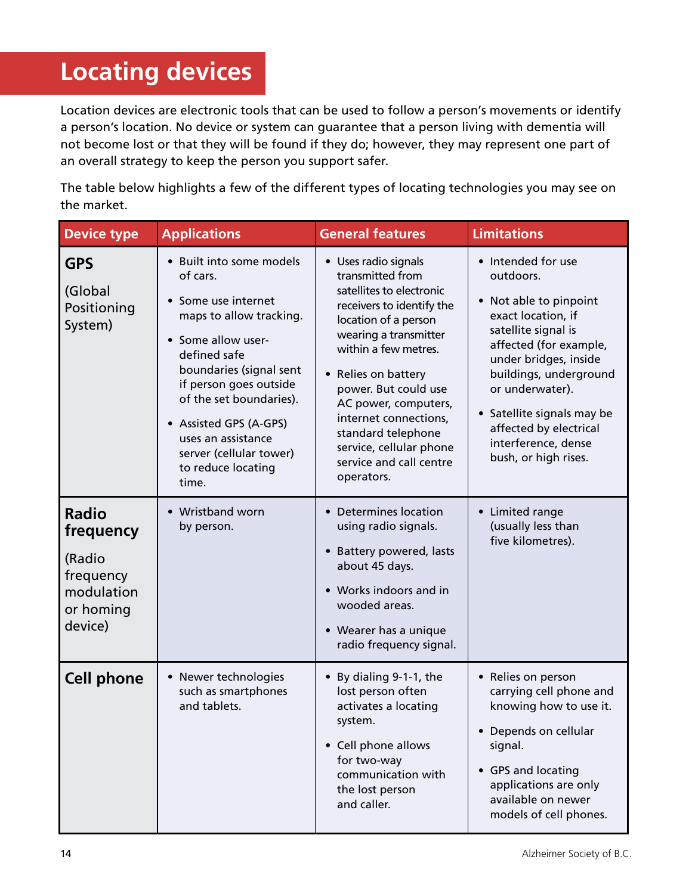# Locating devices

Location devices are electronic tools that can be used to follow a person's movements or identify a person's location. No device or system can guarantee that a person living with dementia will not become lost or that they will be found if they do; however, they may represent one part of an overall strategy to keep the person you support safer.

The table below highlights a few of the different types of locating technologies you may see on the market.

| Device type | Applications | General features | Limitations |
|---|---|---|---|
| **GPS** (Global Positioning System) | • Built into some models of cars.<br>• Some use internet maps to allow tracking.<br>• Some allow user-defined safe boundaries (signal sent if person goes outside of the set boundaries).<br>• Assisted GPS (A-GPS) uses an assistance server (cellular tower) to reduce locating time. | • Uses radio signals transmitted from satellites to electronic receivers to identify the location of a person wearing a transmitter within a few metres.<br>• Relies on battery power. But could use AC power, computers, internet connections, standard telephone service, cellular phone service and call centre operators. | • Intended for use outdoors.<br>• Not able to pinpoint exact location, if satellite signal is affected (for example, under bridges, inside buildings, underground or underwater).<br>• Satellite signals may be affected by electrical interference, dense bush, or high rises. |
| **Radio frequency** (Radio frequency modulation or homing device) | • Wristband worn by person. | • Determines location using radio signals.<br>• Battery powered, lasts about 45 days.<br>• Works indoors and in wooded areas.<br>• Wearer has a unique radio frequency signal. | • Limited range (usually less than five kilometres). |
| **Cell phone** | • Newer technologies such as smartphones and tablets. | • By dialing 9-1-1, the lost person often activates a locating system.<br>• Cell phone allows for two-way communication with the lost person and caller. | • Relies on person carrying cell phone and knowing how to use it.<br>• Depends on cellular signal.<br>• GPS and locating applications are only available on newer models of cell phones. |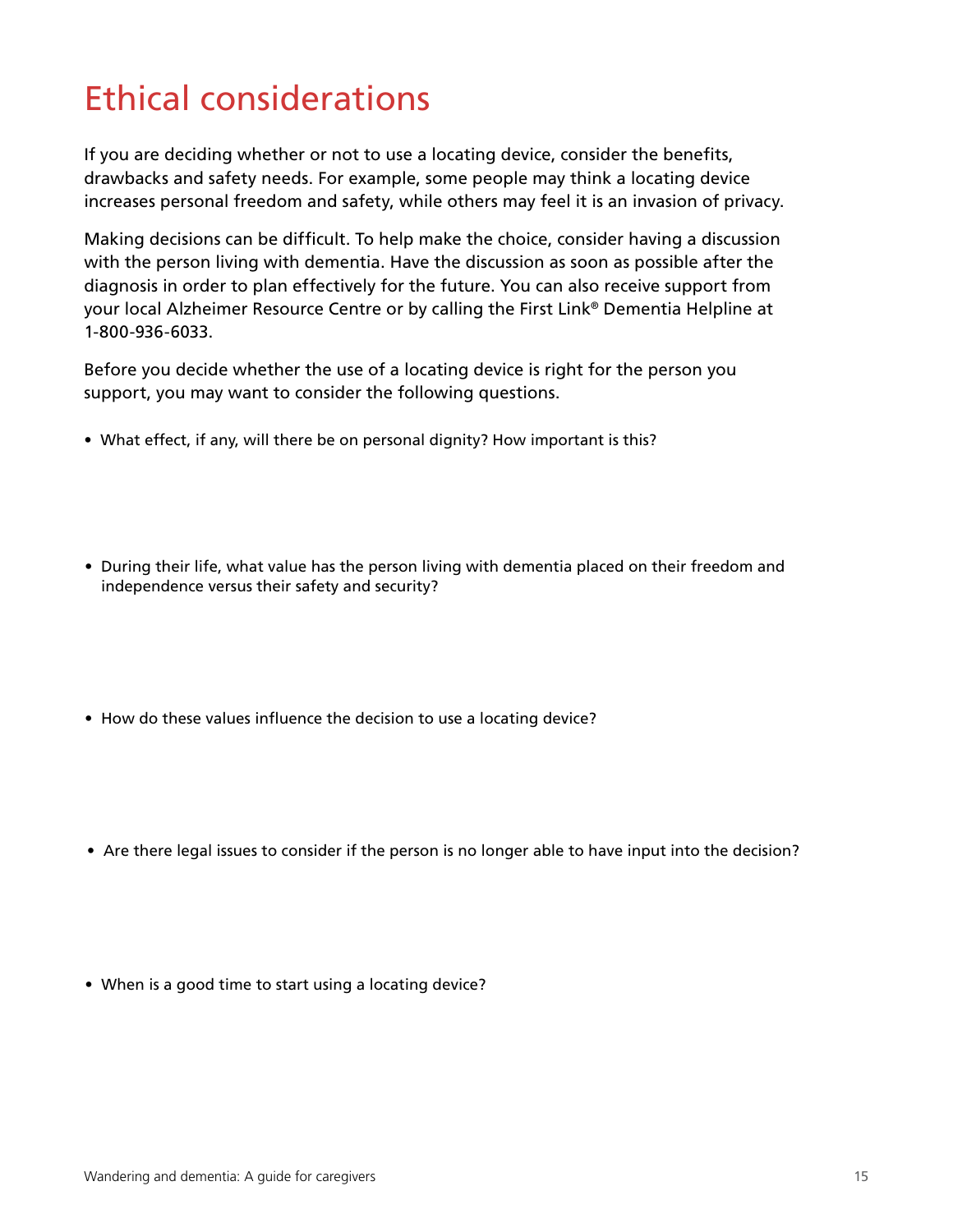# Ethical considerations

If you are deciding whether or not to use a locating device, consider the benefits, drawbacks and safety needs. For example, some people may think a locating device increases personal freedom and safety, while others may feel it is an invasion of privacy.

Making decisions can be difficult. To help make the choice, consider having a discussion with the person living with dementia. Have the discussion as soon as possible after the diagnosis in order to plan effectively for the future. You can also receive support from your local Alzheimer Resource Centre or by calling the First Link® Dementia Helpline at 1-800-936-6033.

Before you decide whether the use of a locating device is right for the person you support, you may want to consider the following questions.

- What effect, if any, will there be on personal dignity? How important is this?

- During their life, what value has the person living with dementia placed on their freedom and independence versus their safety and security?

- How do these values influence the decision to use a locating device?

- Are there legal issues to consider if the person is no longer able to have input into the decision?

- When is a good time to start using a locating device?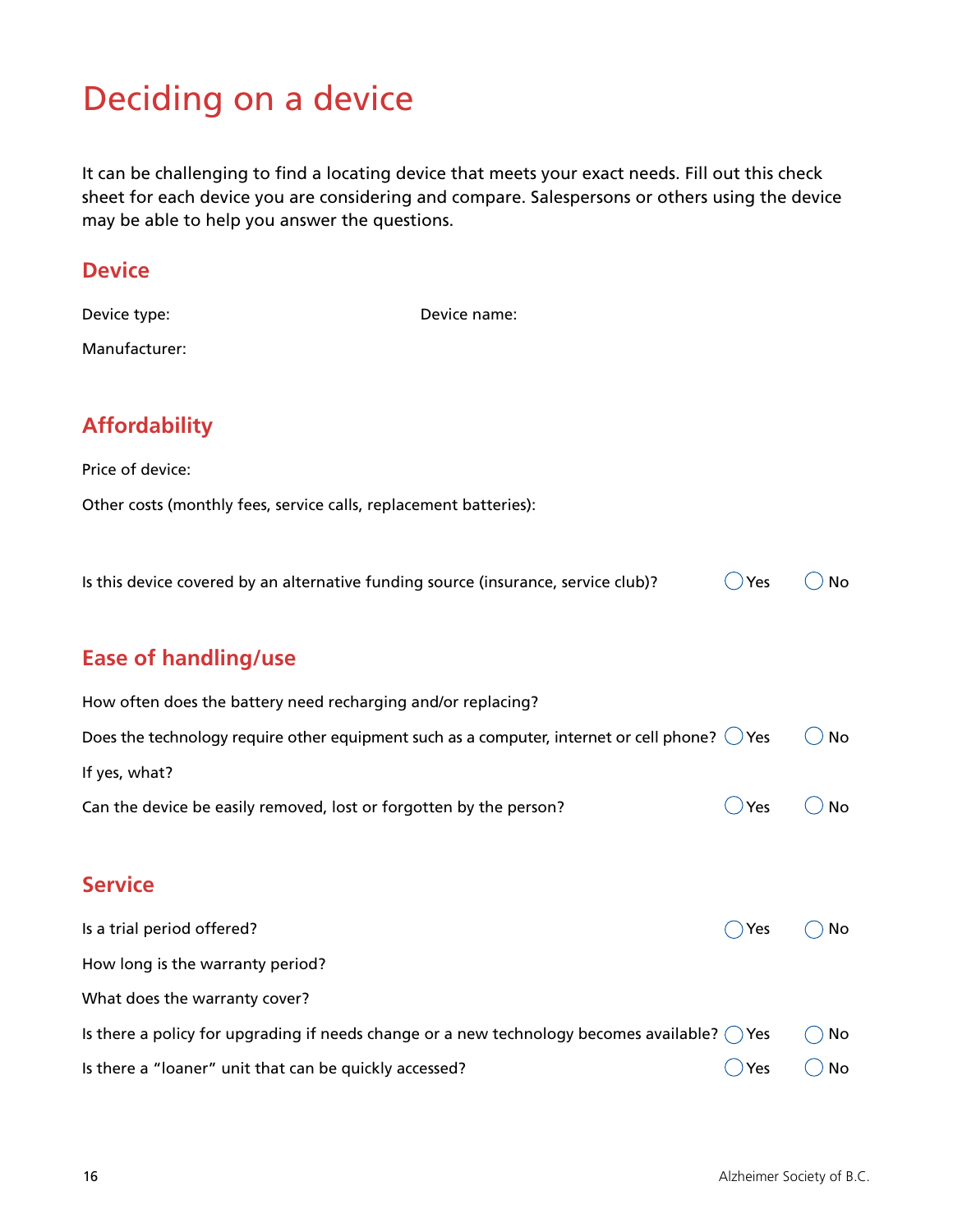# Deciding on a device

It can be challenging to find a locating device that meets your exact needs. Fill out this check sheet for each device you are considering and compare. Salespersons or others using the device may be able to help you answer the questions.

## Device

Device type:

Device name:

Manufacturer:

## Affordability

Price of device:

Other costs (monthly fees, service calls, replacement batteries):

Is this device covered by an alternative funding source (insurance, service club)? ◯ Yes ◯ No

## Ease of handling/use

How often does the battery need recharging and/or replacing?

Does the technology require other equipment such as a computer, internet or cell phone? ◯ Yes ◯ No

If yes, what?

Can the device be easily removed, lost or forgotten by the person? ◯ Yes ◯ No

## Service

Is a trial period offered? ◯ Yes ◯ No

How long is the warranty period?

What does the warranty cover?

Is there a policy for upgrading if needs change or a new technology becomes available? ◯ Yes ◯ No

Is there a "loaner" unit that can be quickly accessed? ◯ Yes ◯ No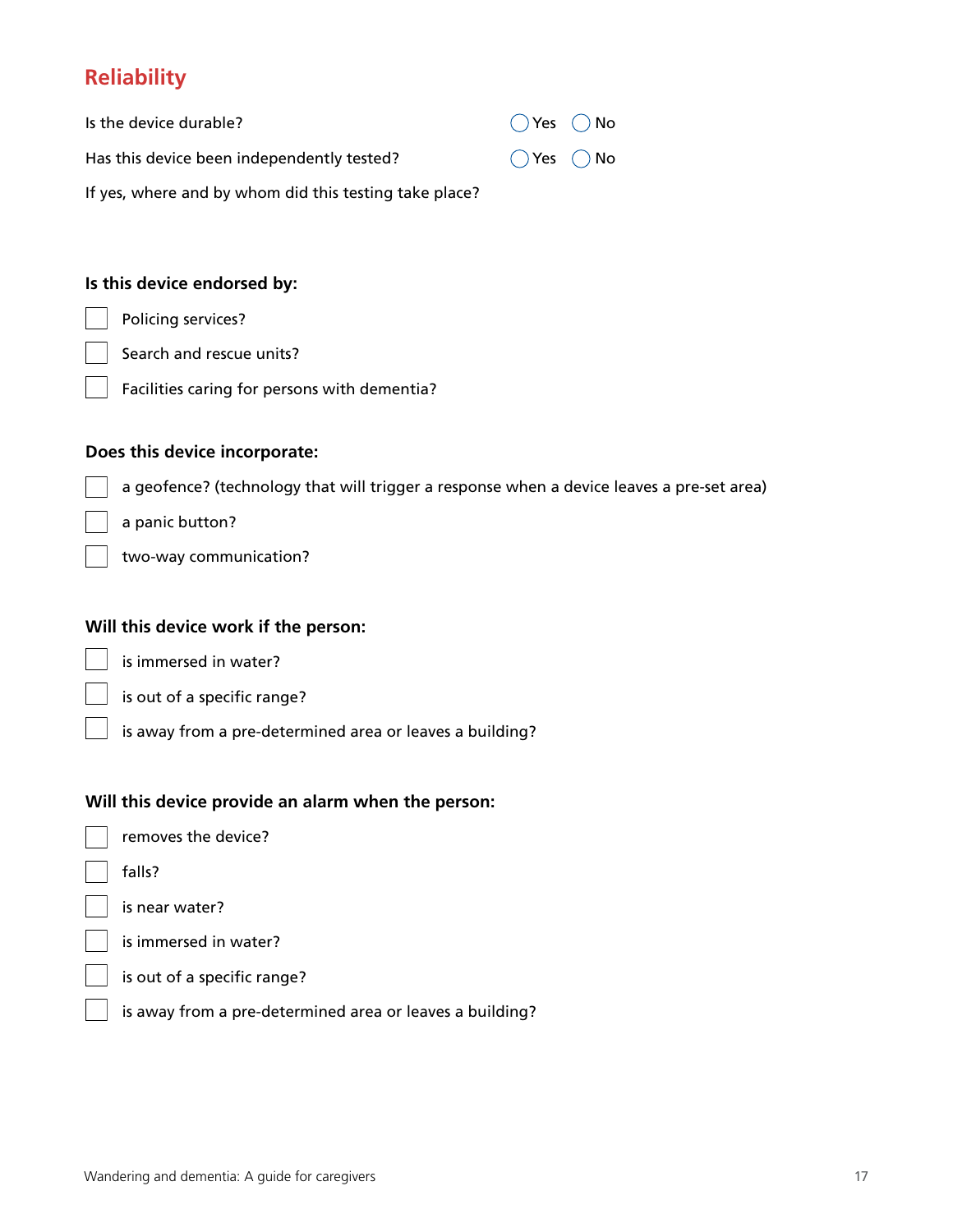## Reliability

Is the device durable? ◯ Yes ◯ No

Has this device been independently tested? ◯ Yes ◯ No

If yes, where and by whom did this testing take place?

**Is this device endorsed by:**

- [ ] Policing services?
- [ ] Search and rescue units?
- [ ] Facilities caring for persons with dementia?

**Does this device incorporate:**

- [ ] a geofence? (technology that will trigger a response when a device leaves a pre-set area)
- [ ] a panic button?
- [ ] two-way communication?

**Will this device work if the person:**

- [ ] is immersed in water?
- [ ] is out of a specific range?
- [ ] is away from a pre-determined area or leaves a building?

**Will this device provide an alarm when the person:**

- [ ] removes the device?
- [ ] falls?
- [ ] is near water?
- [ ] is immersed in water?
- [ ] is out of a specific range?
- [ ] is away from a pre-determined area or leaves a building?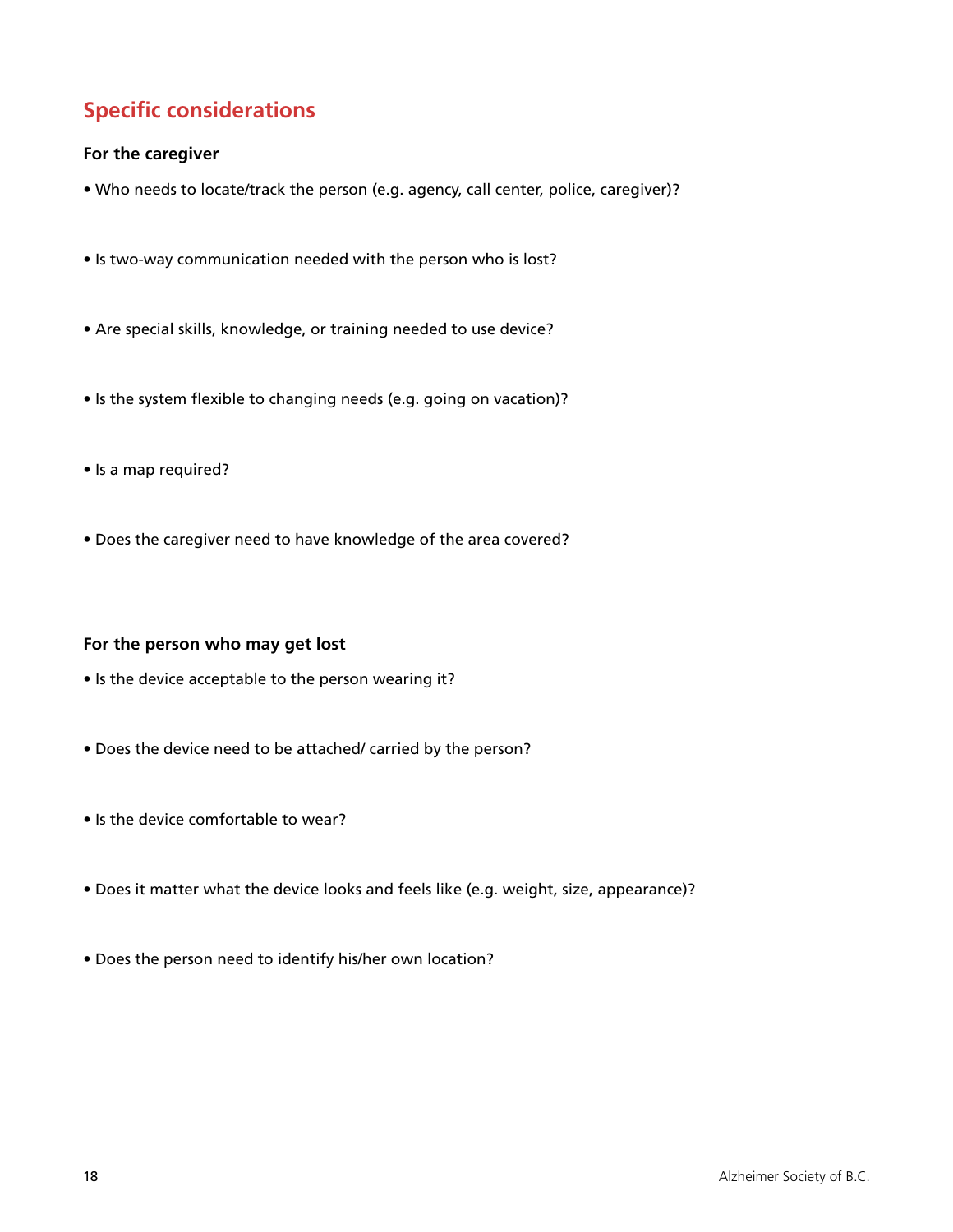## Specific considerations

### For the caregiver

- Who needs to locate/track the person (e.g. agency, call center, police, caregiver)?
- Is two-way communication needed with the person who is lost?
- Are special skills, knowledge, or training needed to use device?
- Is the system flexible to changing needs (e.g. going on vacation)?
- Is a map required?
- Does the caregiver need to have knowledge of the area covered?

### For the person who may get lost

- Is the device acceptable to the person wearing it?
- Does the device need to be attached/ carried by the person?
- Is the device comfortable to wear?
- Does it matter what the device looks and feels like (e.g. weight, size, appearance)?
- Does the person need to identify his/her own location?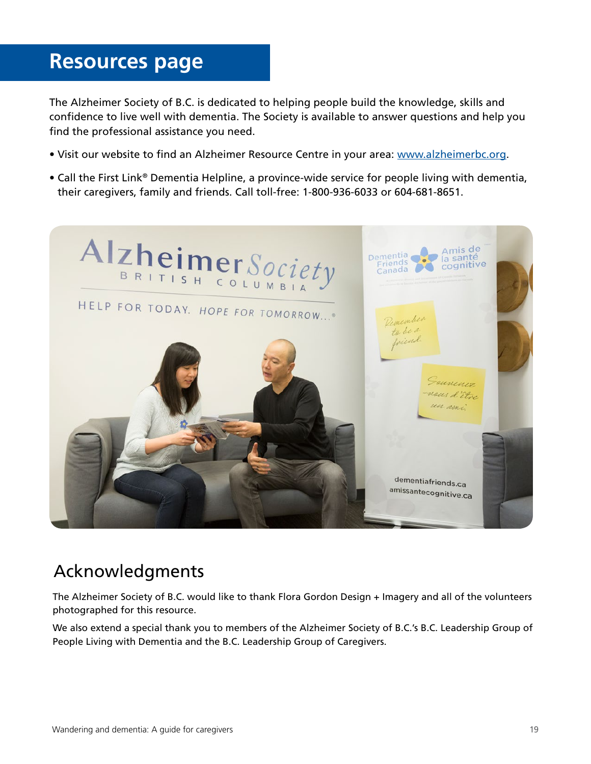# Resources page

The Alzheimer Society of B.C. is dedicated to helping people build the knowledge, skills and confidence to live well with dementia. The Society is available to answer questions and help you find the professional assistance you need.

- Visit our website to find an Alzheimer Resource Centre in your area: [www.alzheimerbc.org](http://www.alzheimerbc.org).
- Call the First Link® Dementia Helpline, a province-wide service for people living with dementia, their caregivers, family and friends. Call toll-free: 1-800-936-6033 or 604-681-8651.

## Acknowledgments

The Alzheimer Society of B.C. would like to thank Flora Gordon Design + Imagery and all of the volunteers photographed for this resource.

We also extend a special thank you to members of the Alzheimer Society of B.C.'s B.C. Leadership Group of People Living with Dementia and the B.C. Leadership Group of Caregivers.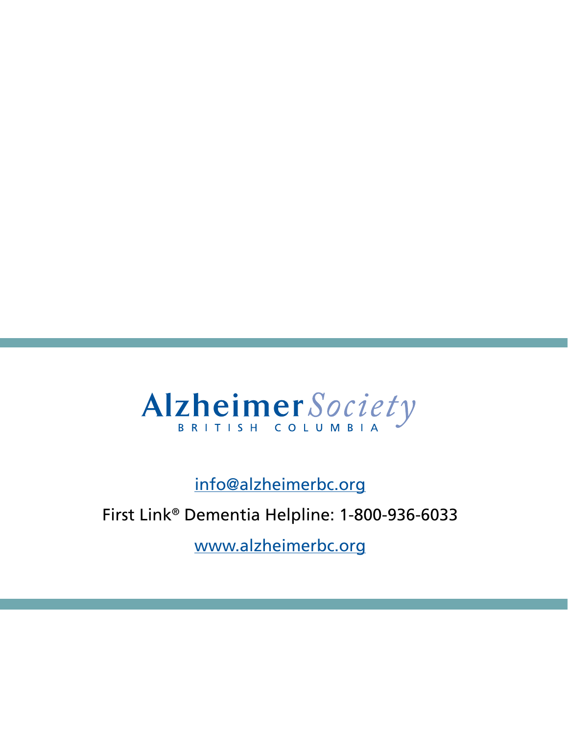Alzheimer *Society*
BRITISH COLUMBIA

[info@alzheimerbc.org](mailto:info@alzheimerbc.org)

First Link® Dementia Helpline: 1-800-936-6033

[www.alzheimerbc.org](http://www.alzheimerbc.org)